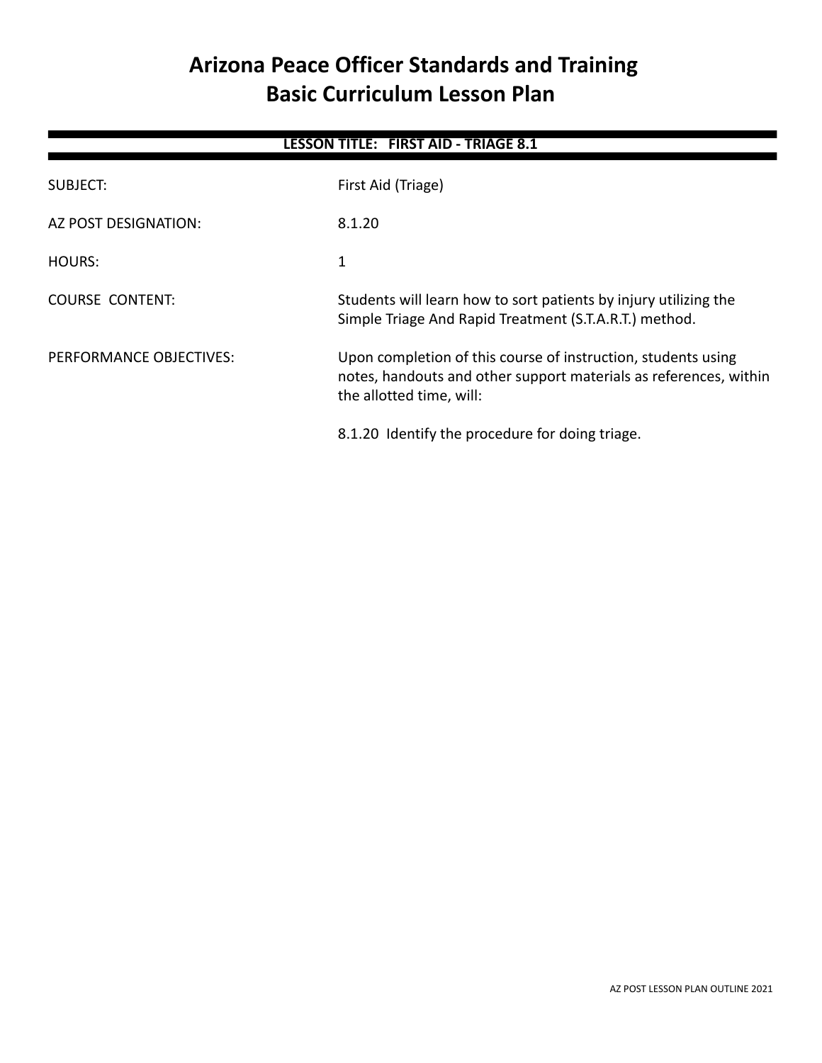# Arizona Peace Officer Standards and Training
# Basic Curriculum Lesson Plan

**LESSON TITLE: FIRST AID - TRIAGE 8.1**

| | |
|---|---|
| SUBJECT: | First Aid (Triage) |
| AZ POST DESIGNATION: | 8.1.20 |
| HOURS: | 1 |
| COURSE CONTENT: | Students will learn how to sort patients by injury utilizing the Simple Triage And Rapid Treatment (S.T.A.R.T.) method. |
| PERFORMANCE OBJECTIVES: | Upon completion of this course of instruction, students using notes, handouts and other support materials as references, within the allotted time, will:<br><br>8.1.20 Identify the procedure for doing triage. |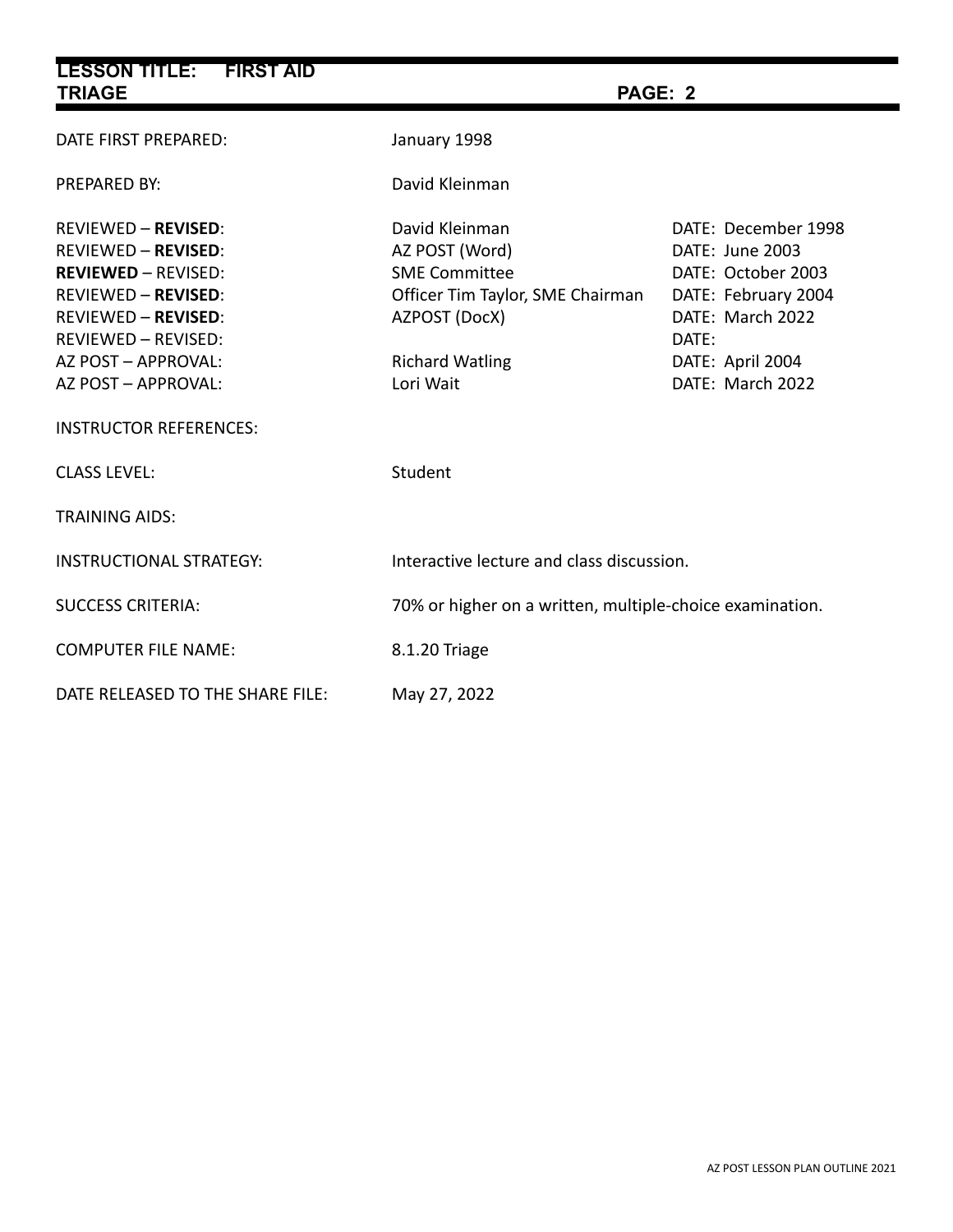| | | |
|---|---|---|
| DATE FIRST PREPARED: | January 1998 | |
| PREPARED BY: | David Kleinman | |
| REVIEWED – **REVISED**: | David Kleinman | DATE: December 1998 |
| REVIEWED – **REVISED**: | AZ POST (Word) | DATE: June 2003 |
| **REVIEWED** – REVISED: | SME Committee | DATE: October 2003 |
| REVIEWED – **REVISED**: | Officer Tim Taylor, SME Chairman | DATE: February 2004 |
| REVIEWED – **REVISED**: | AZPOST (DocX) | DATE: March 2022 |
| REVIEWED – REVISED: | | DATE: |
| AZ POST – APPROVAL: | Richard Watling | DATE: April 2004 |
| AZ POST – APPROVAL: | Lori Wait | DATE: March 2022 |
| INSTRUCTOR REFERENCES: | | |
| CLASS LEVEL: | Student | |
| TRAINING AIDS: | | |
| INSTRUCTIONAL STRATEGY: | Interactive lecture and class discussion. | |
| SUCCESS CRITERIA: | 70% or higher on a written, multiple-choice examination. | |
| COMPUTER FILE NAME: | 8.1.20 Triage | |
| DATE RELEASED TO THE SHARE FILE: | May 27, 2022 | |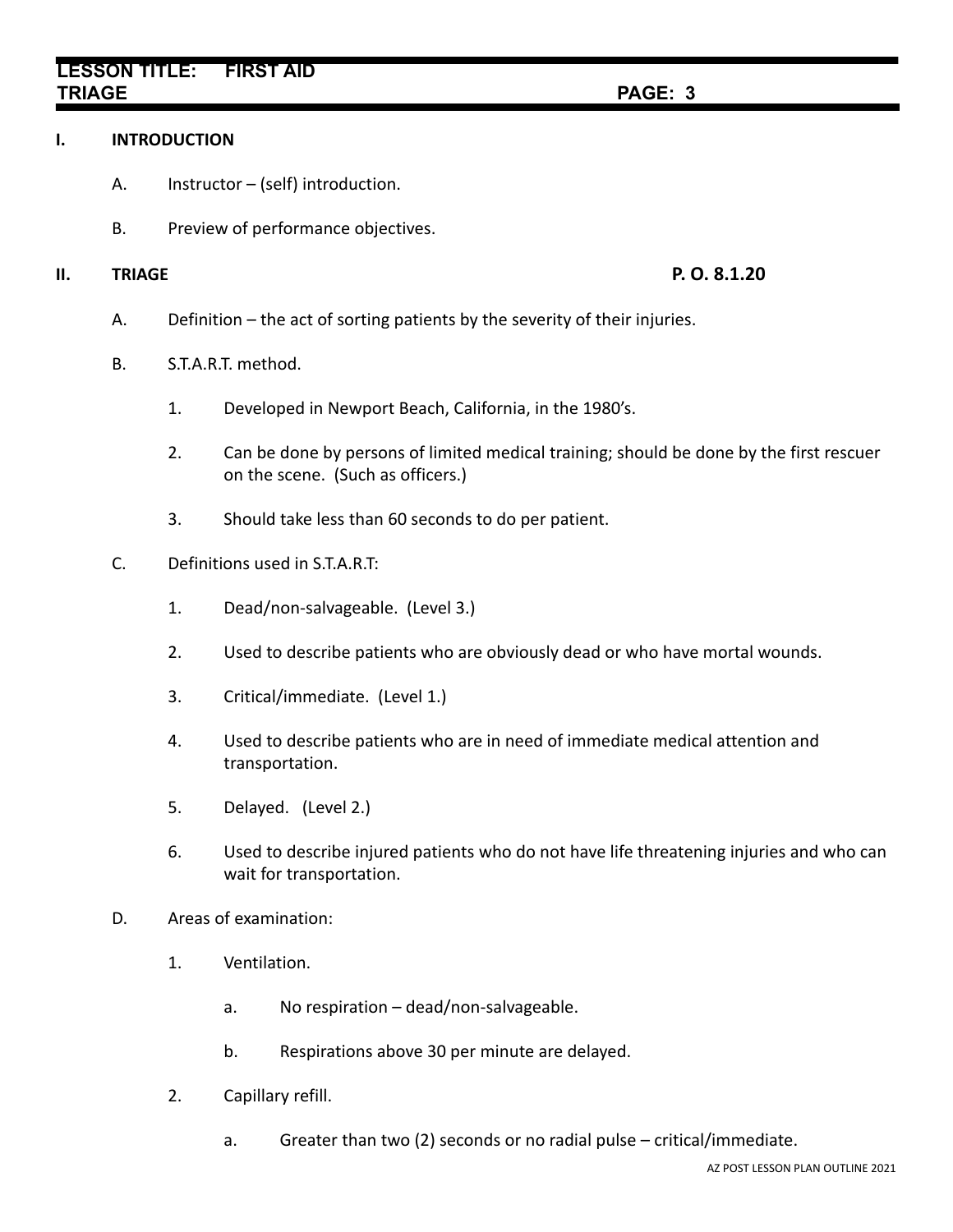## I. INTRODUCTION

A. Instructor – (self) introduction.

B. Preview of performance objectives.

## II. TRIAGE — P. O. 8.1.20

A. Definition – the act of sorting patients by the severity of their injuries.

B. S.T.A.R.T. method.

1. Developed in Newport Beach, California, in the 1980's.
2. Can be done by persons of limited medical training; should be done by the first rescuer on the scene. (Such as officers.)
3. Should take less than 60 seconds to do per patient.

C. Definitions used in S.T.A.R.T:

1. Dead/non-salvageable. (Level 3.)
2. Used to describe patients who are obviously dead or who have mortal wounds.
3. Critical/immediate. (Level 1.)
4. Used to describe patients who are in need of immediate medical attention and transportation.
5. Delayed. (Level 2.)
6. Used to describe injured patients who do not have life threatening injuries and who can wait for transportation.

D. Areas of examination:

1. Ventilation.
   - a. No respiration – dead/non-salvageable.
   - b. Respirations above 30 per minute are delayed.
2. Capillary refill.
   - a. Greater than two (2) seconds or no radial pulse – critical/immediate.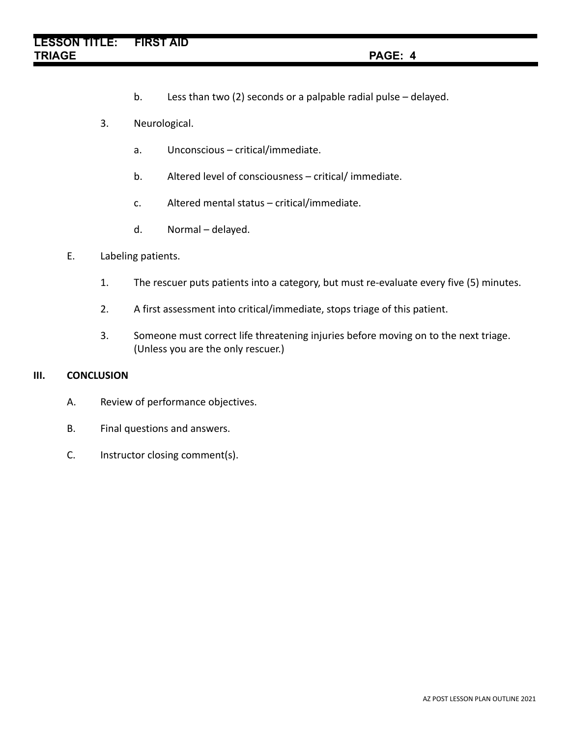b. Less than two (2) seconds or a palpable radial pulse – delayed.

3. Neurological.

   a. Unconscious – critical/immediate.

   b. Altered level of consciousness – critical/ immediate.

   c. Altered mental status – critical/immediate.

   d. Normal – delayed.

E. Labeling patients.

1. The rescuer puts patients into a category, but must re-evaluate every five (5) minutes.

2. A first assessment into critical/immediate, stops triage of this patient.

3. Someone must correct life threatening injuries before moving on to the next triage. (Unless you are the only rescuer.)

## III. CONCLUSION

A. Review of performance objectives.

B. Final questions and answers.

C. Instructor closing comment(s).